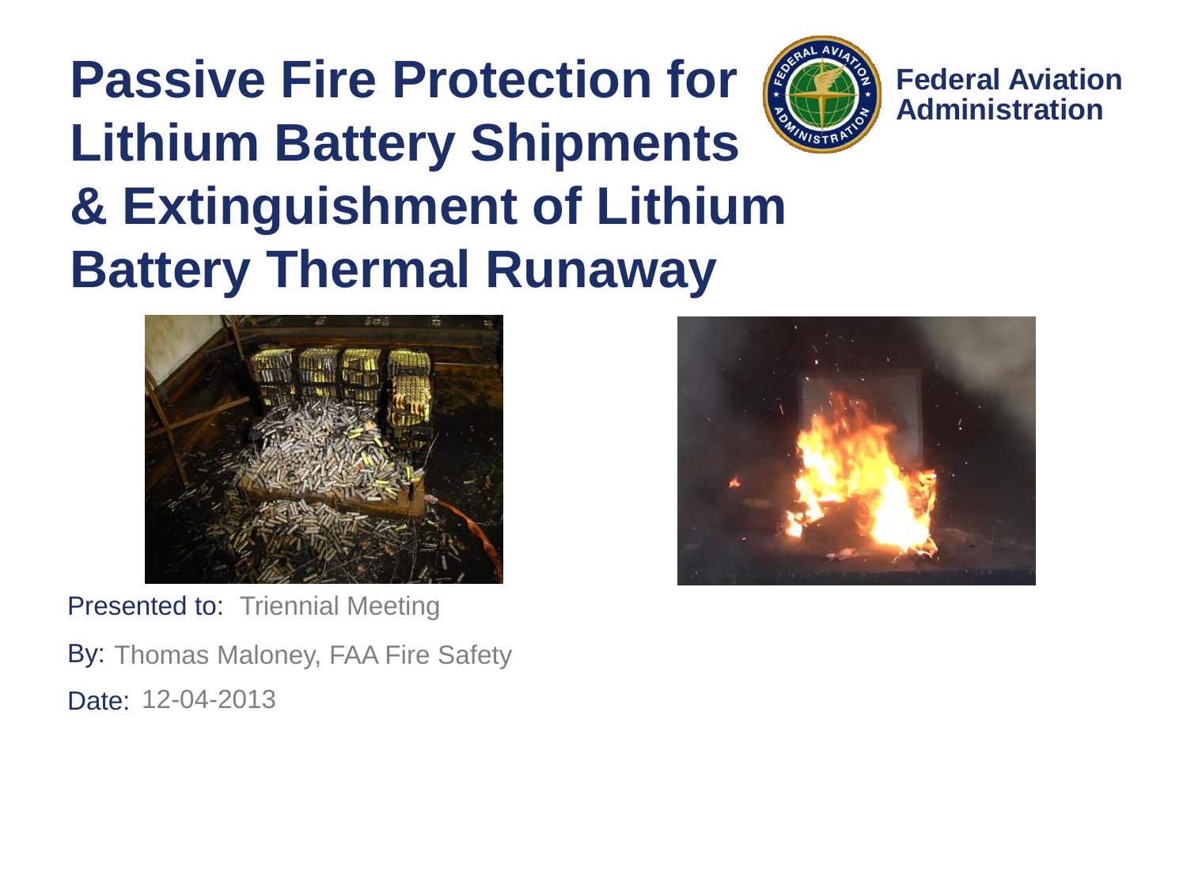# Passive Fire Protection for Lithium Battery Shipments & Extinguishment of Lithium Battery Thermal Runaway

**Federal Aviation Administration**

Presented to: Triennial Meeting

By: Thomas Maloney, FAA Fire Safety

Date: 12-04-2013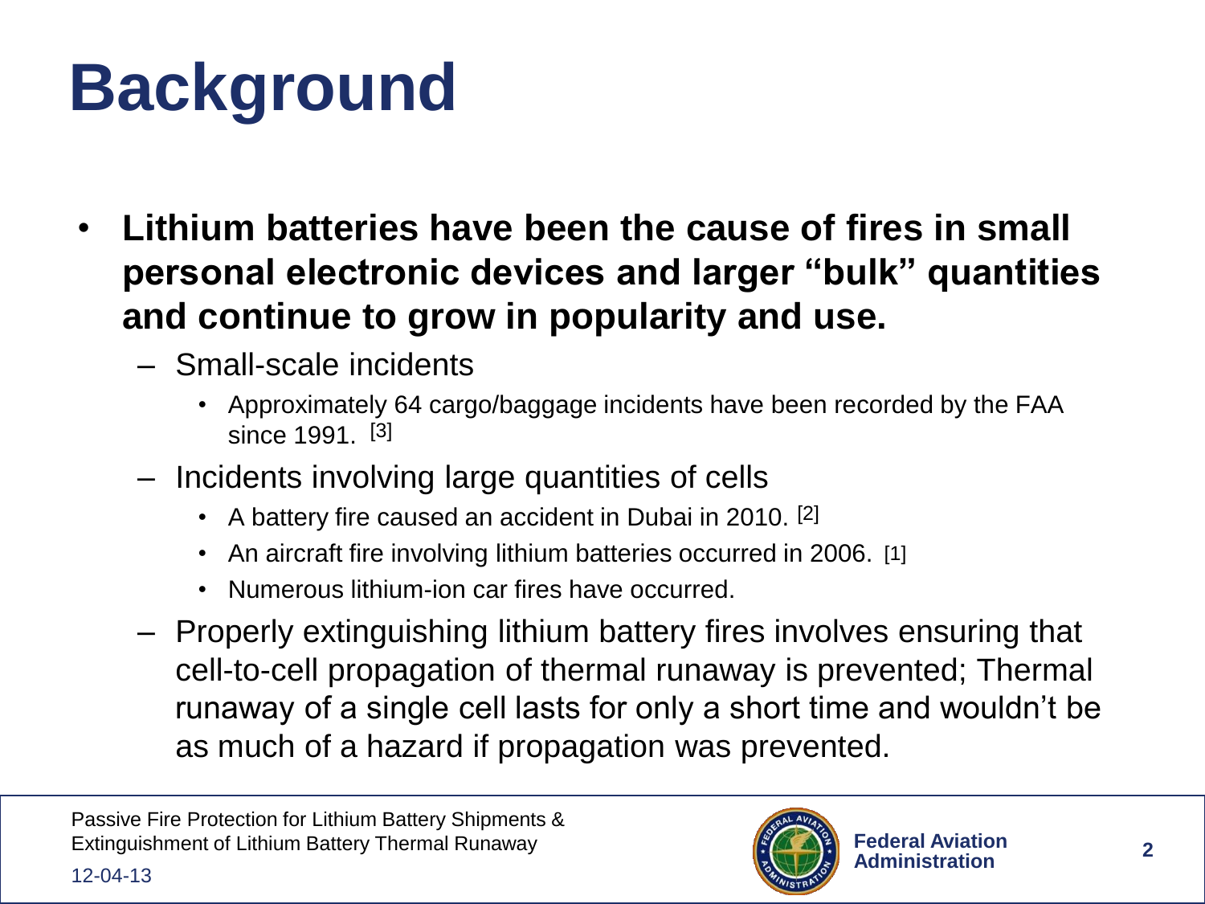# Background

- **Lithium batteries have been the cause of fires in small personal electronic devices and larger "bulk" quantities and continue to grow in popularity and use.**
  - Small-scale incidents
    - Approximately 64 cargo/baggage incidents have been recorded by the FAA since 1991. [3]
  - Incidents involving large quantities of cells
    - A battery fire caused an accident in Dubai in 2010. [2]
    - An aircraft fire involving lithium batteries occurred in 2006. [1]
    - Numerous lithium-ion car fires have occurred.
  - Properly extinguishing lithium battery fires involves ensuring that cell-to-cell propagation of thermal runaway is prevented; Thermal runaway of a single cell lasts for only a short time and wouldn't be as much of a hazard if propagation was prevented.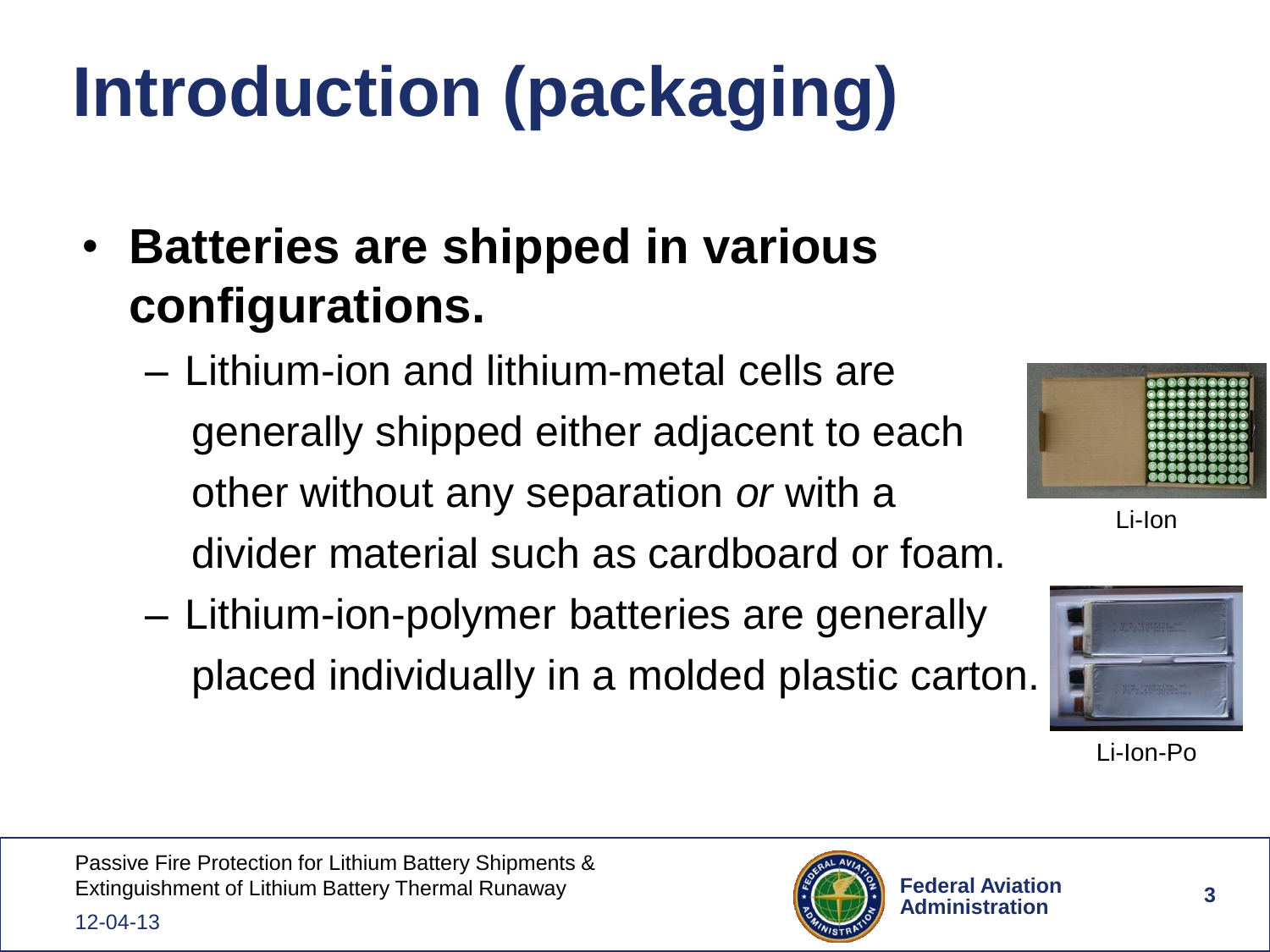# Introduction (packaging)

- **Batteries are shipped in various configurations.**
  - Lithium-ion and lithium-metal cells are generally shipped either adjacent to each other without any separation *or* with a divider material such as cardboard or foam.
  - Lithium-ion-polymer batteries are generally placed individually in a molded plastic carton.

Li-Ion

Li-Ion-Po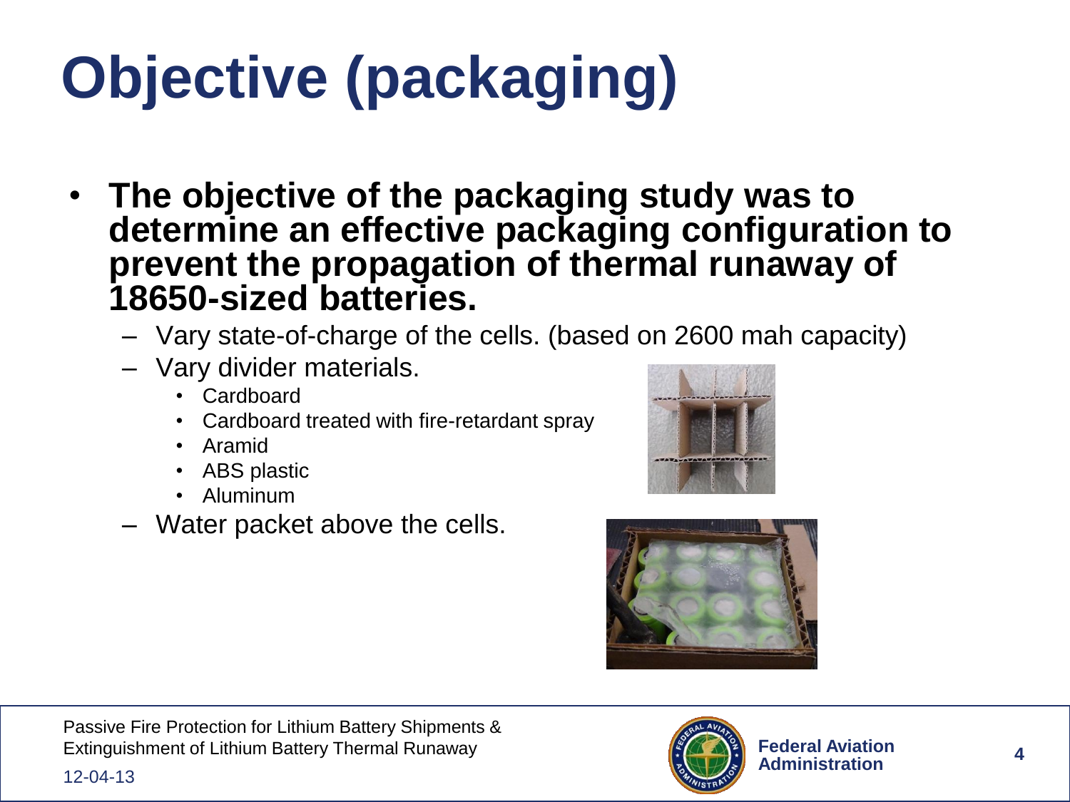# Objective (packaging)

- **The objective of the packaging study was to determine an effective packaging configuration to prevent the propagation of thermal runaway of 18650-sized batteries.**
  - Vary state-of-charge of the cells. (based on 2600 mah capacity)
  - Vary divider materials.
    - Cardboard
    - Cardboard treated with fire-retardant spray
    - Aramid
    - ABS plastic
    - Aluminum
  - Water packet above the cells.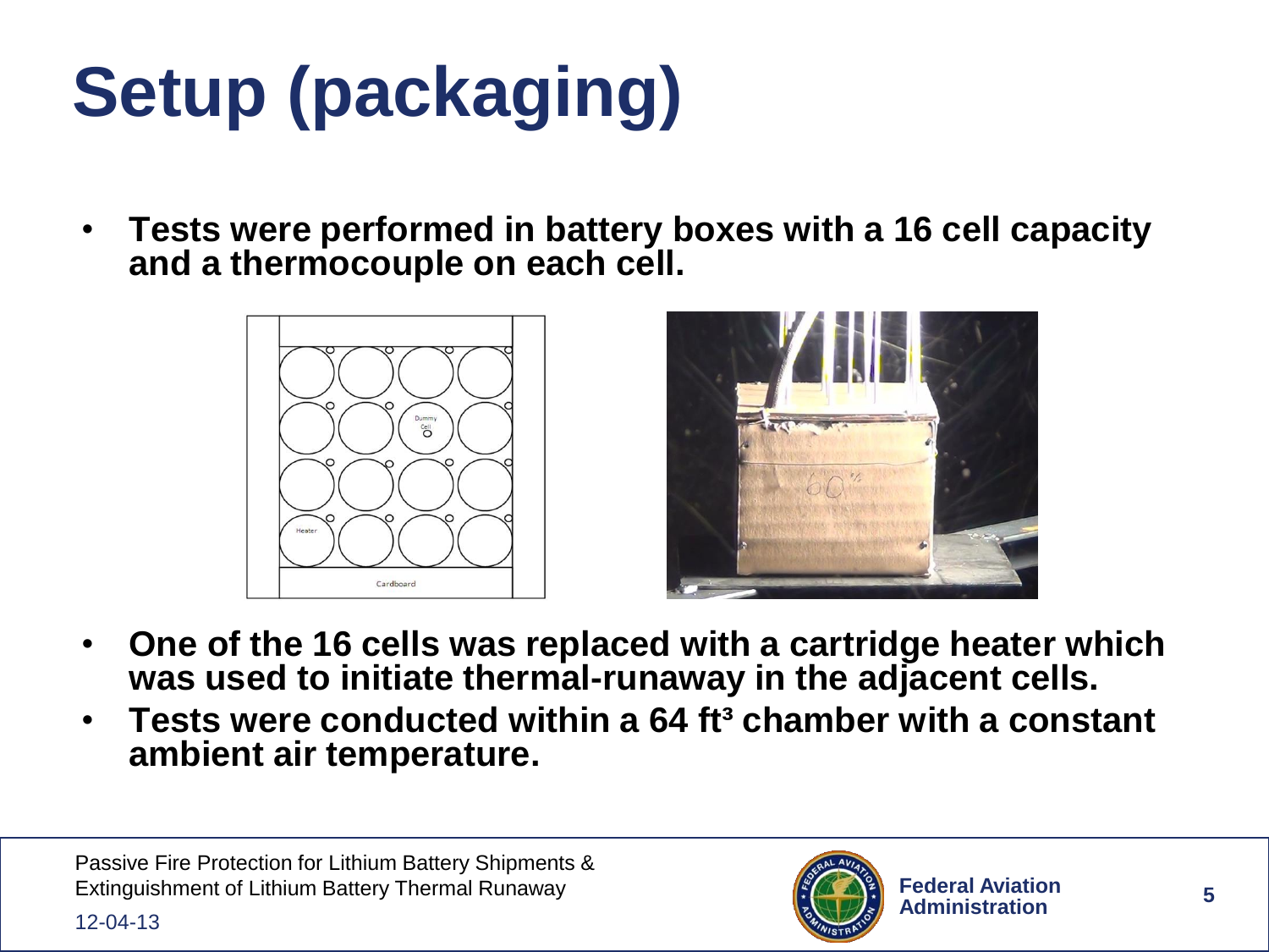# Setup (packaging)

- **Tests were performed in battery boxes with a 16 cell capacity and a thermocouple on each cell.**

- **One of the 16 cells was replaced with a cartridge heater which was used to initiate thermal-runaway in the adjacent cells.**
- **Tests were conducted within a 64 ft$^3$ chamber with a constant ambient air temperature.**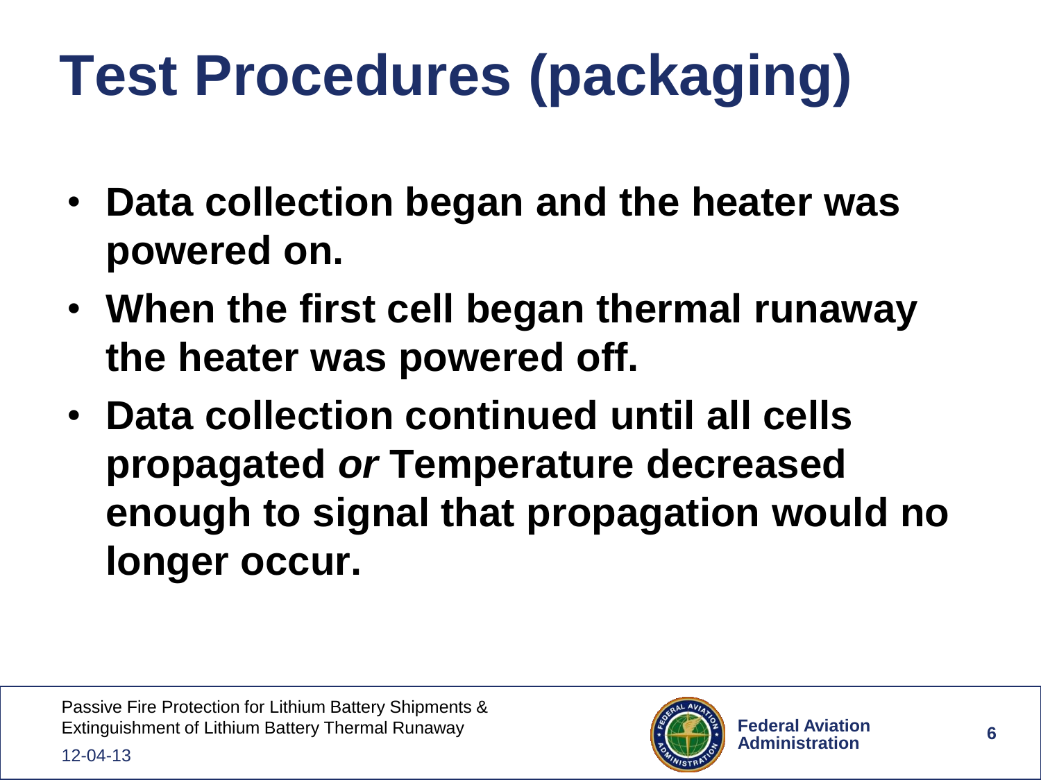# Test Procedures (packaging)

- **Data collection began and the heater was powered on.**
- **When the first cell began thermal runaway the heater was powered off.**
- **Data collection continued until all cells propagated *or* Temperature decreased enough to signal that propagation would no longer occur.**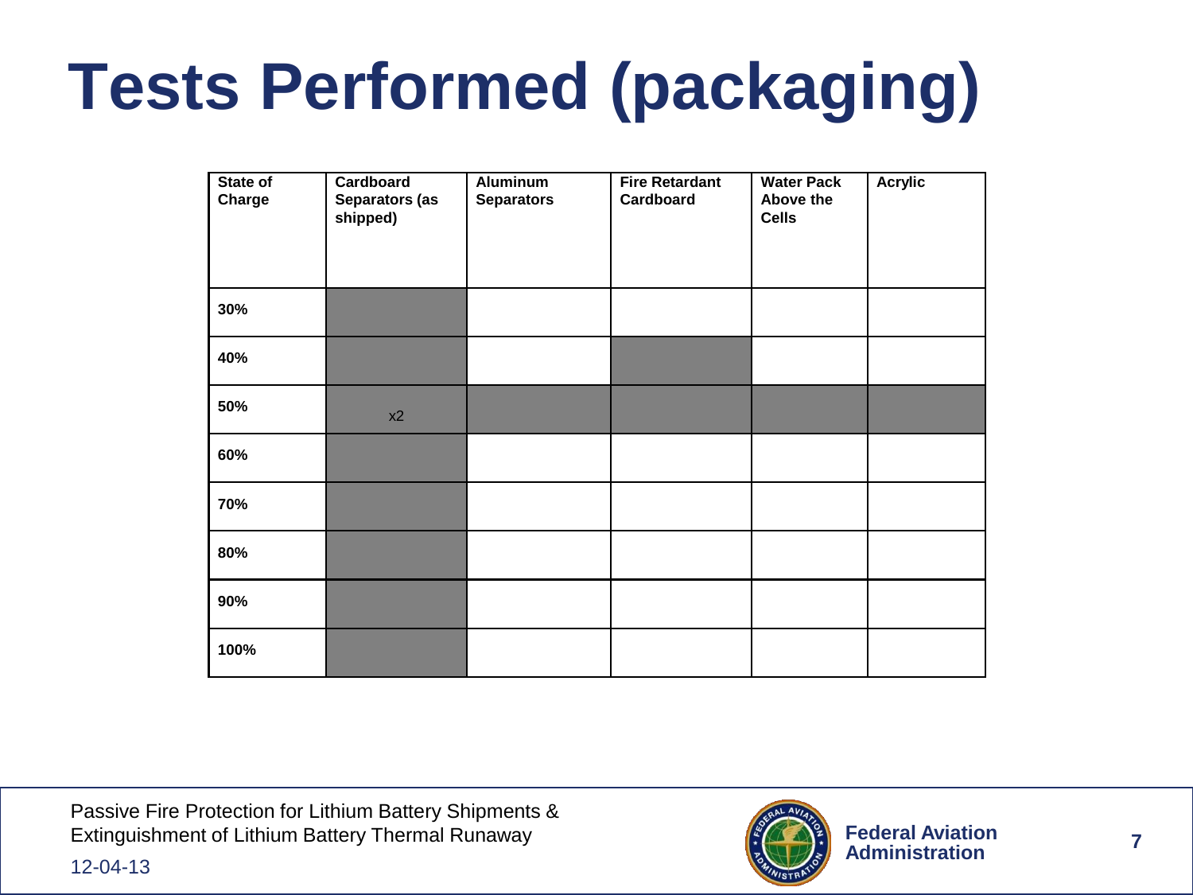# Tests Performed (packaging)

| State of Charge | Cardboard Separators (as shipped) | Aluminum Separators | Fire Retardant Cardboard | Water Pack Above the Cells | Acrylic |
|---|---|---|---|---|---|
| 30% | | | | | |
| 40% | | | | | |
| 50% | x2 | | | | |
| 60% | | | | | |
| 70% | | | | | |
| 80% | | | | | |
| 90% | | | | | |
| 100% | | | | | |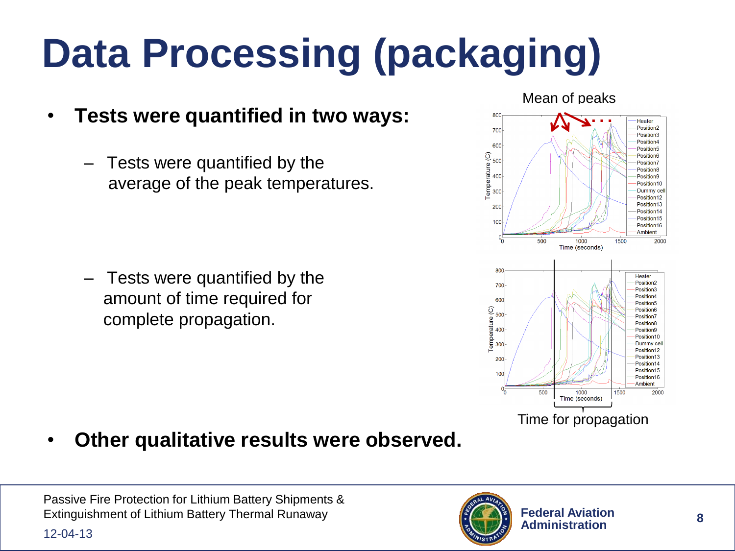# Data Processing (packaging)

- **Tests were quantified in two ways:**
  - Tests were quantified by the average of the peak temperatures.
  - Tests were quantified by the amount of time required for complete propagation.

Mean of peaks

Time for propagation

- **Other qualitative results were observed.**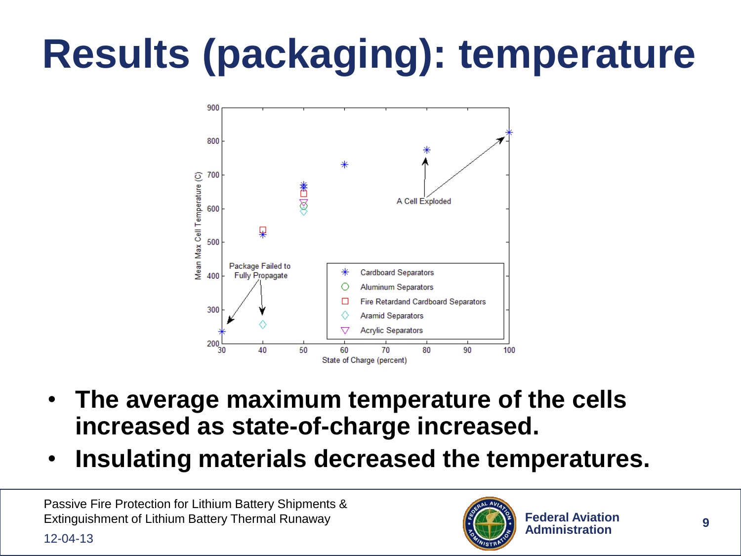# Results (packaging): temperature

- **The average maximum temperature of the cells increased as state-of-charge increased.**
- **Insulating materials decreased the temperatures.**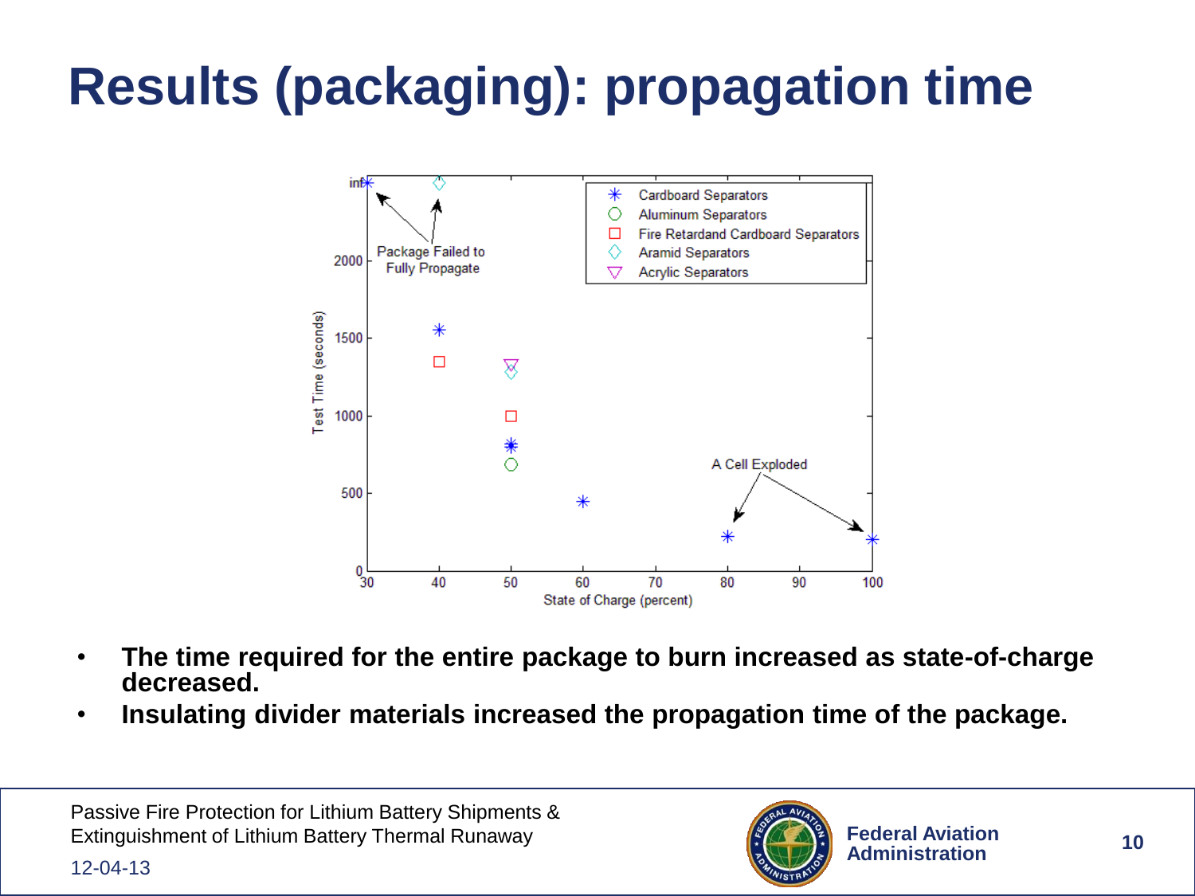# Results (packaging): propagation time

- **The time required for the entire package to burn increased as state-of-charge decreased.**
- **Insulating divider materials increased the propagation time of the package.**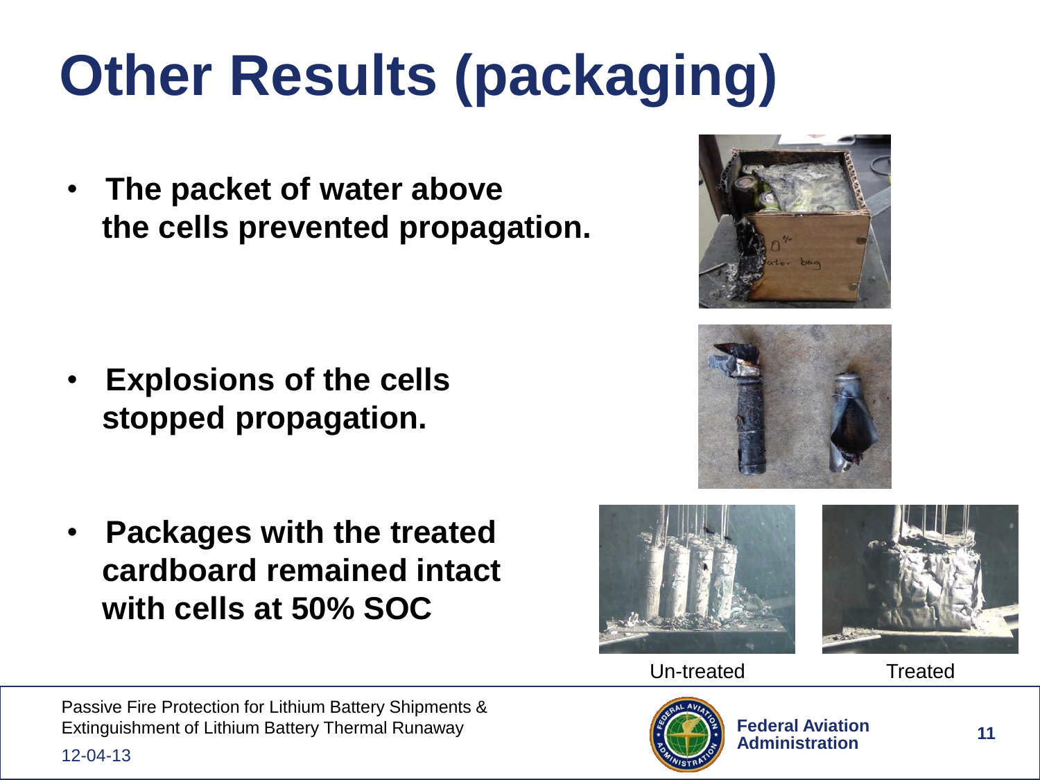# Other Results (packaging)

- **The packet of water above the cells prevented propagation.**

- **Explosions of the cells stopped propagation.**

- **Packages with the treated cardboard remained intact with cells at 50% SOC**

Un-treated

Treated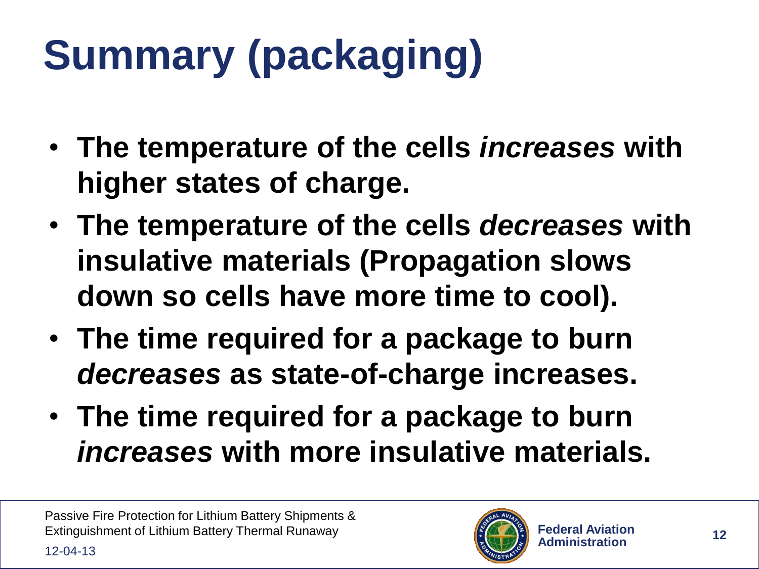# Summary (packaging)

- **The temperature of the cells *increases* with higher states of charge.**
- **The temperature of the cells *decreases* with insulative materials (Propagation slows down so cells have more time to cool).**
- **The time required for a package to burn *decreases* as state-of-charge increases.**
- **The time required for a package to burn *increases* with more insulative materials.**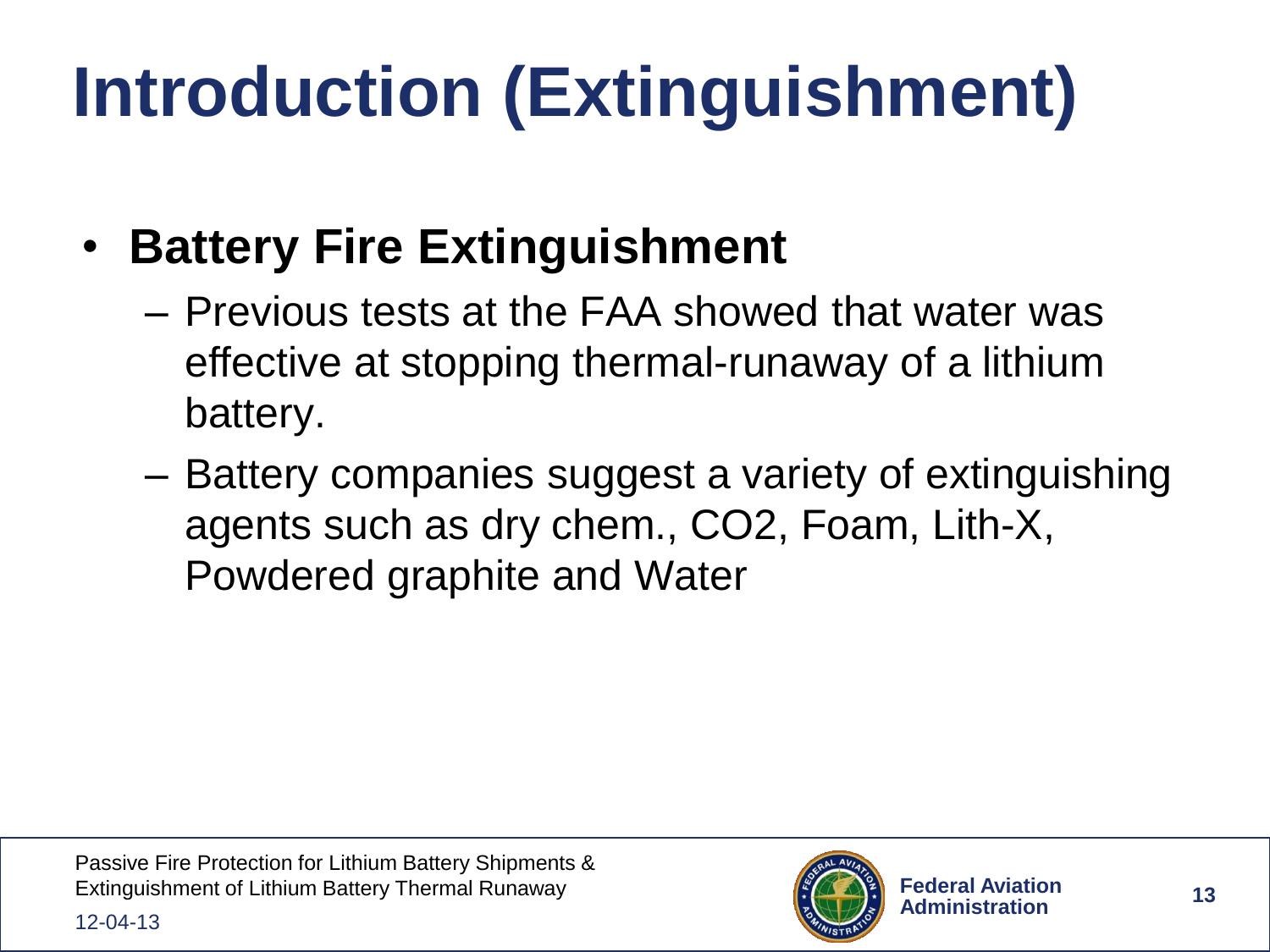# Introduction (Extinguishment)

- **Battery Fire Extinguishment**
  - Previous tests at the FAA showed that water was effective at stopping thermal-runaway of a lithium battery.
  - Battery companies suggest a variety of extinguishing agents such as dry chem., $CO_2$, Foam, Lith-X, Powdered graphite and Water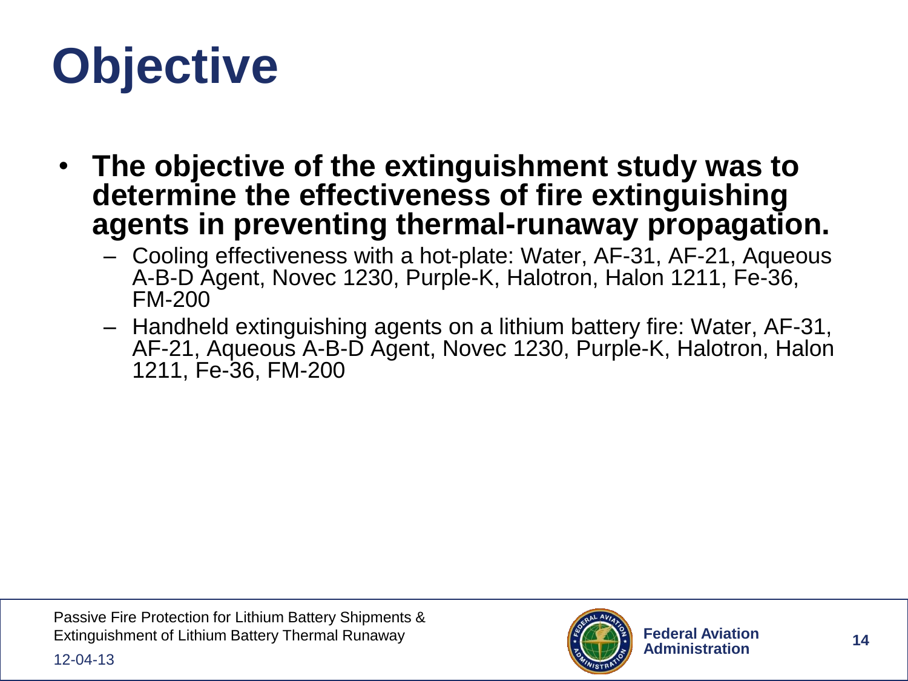# Objective

- **The objective of the extinguishment study was to determine the effectiveness of fire extinguishing agents in preventing thermal-runaway propagation.**
  - Cooling effectiveness with a hot-plate: Water, AF-31, AF-21, Aqueous A-B-D Agent, Novec 1230, Purple-K, Halotron, Halon 1211, Fe-36, FM-200
  - Handheld extinguishing agents on a lithium battery fire: Water, AF-31, AF-21, Aqueous A-B-D Agent, Novec 1230, Purple-K, Halotron, Halon 1211, Fe-36, FM-200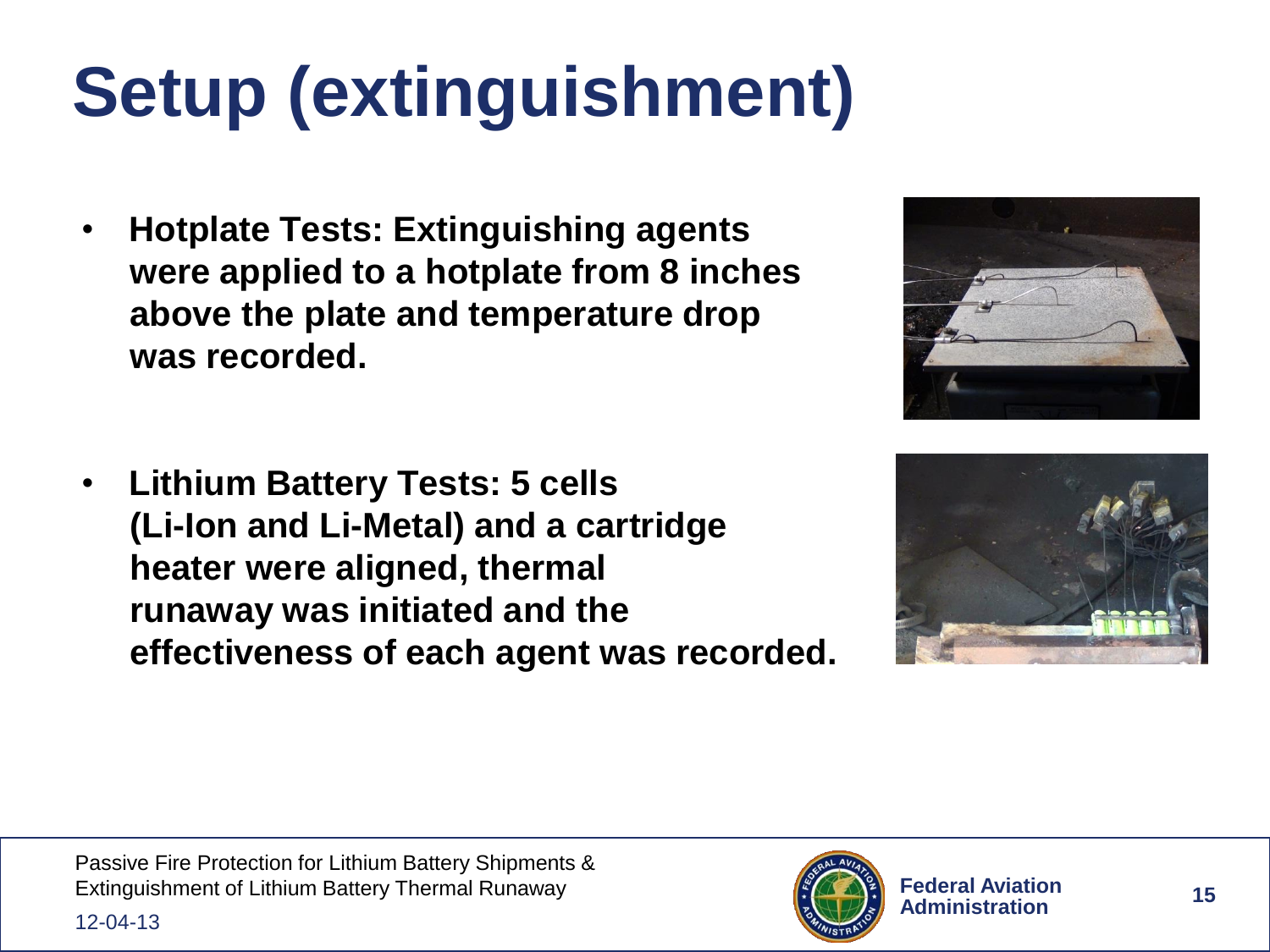# Setup (extinguishment)

- **Hotplate Tests: Extinguishing agents were applied to a hotplate from 8 inches above the plate and temperature drop was recorded.**

- **Lithium Battery Tests: 5 cells (Li-Ion and Li-Metal) and a cartridge heater were aligned, thermal runaway was initiated and the effectiveness of each agent was recorded.**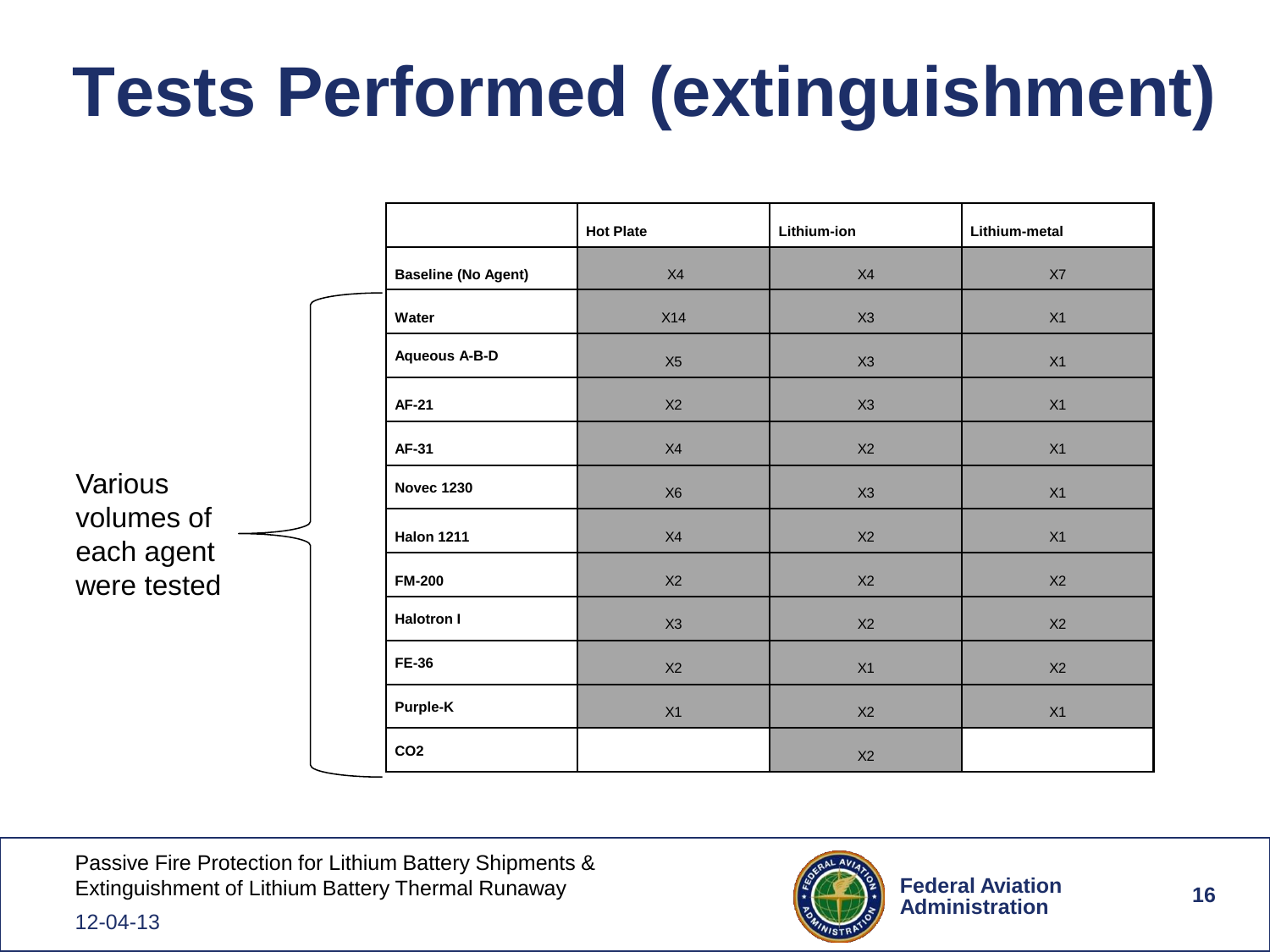# Tests Performed (extinguishment)

Various volumes of each agent were tested

| | Hot Plate | Lithium-ion | Lithium-metal |
|---|---|---|---|
| **Baseline (No Agent)** | X4 | X4 | X7 |
| **Water** | X14 | X3 | X1 |
| **Aqueous A-B-D** | X5 | X3 | X1 |
| **AF-21** | X2 | X3 | X1 |
| **AF-31** | X4 | X2 | X1 |
| **Novec 1230** | X6 | X3 | X1 |
| **Halon 1211** | X4 | X2 | X1 |
| **FM-200** | X2 | X2 | X2 |
| **Halotron I** | X3 | X2 | X2 |
| **FE-36** | X2 | X1 | X2 |
| **Purple-K** | X1 | X2 | X1 |
| **CO2** | | X2 | |

Passive Fire Protection for Lithium Battery Shipments & Extinguishment of Lithium Battery Thermal Runaway

12-04-13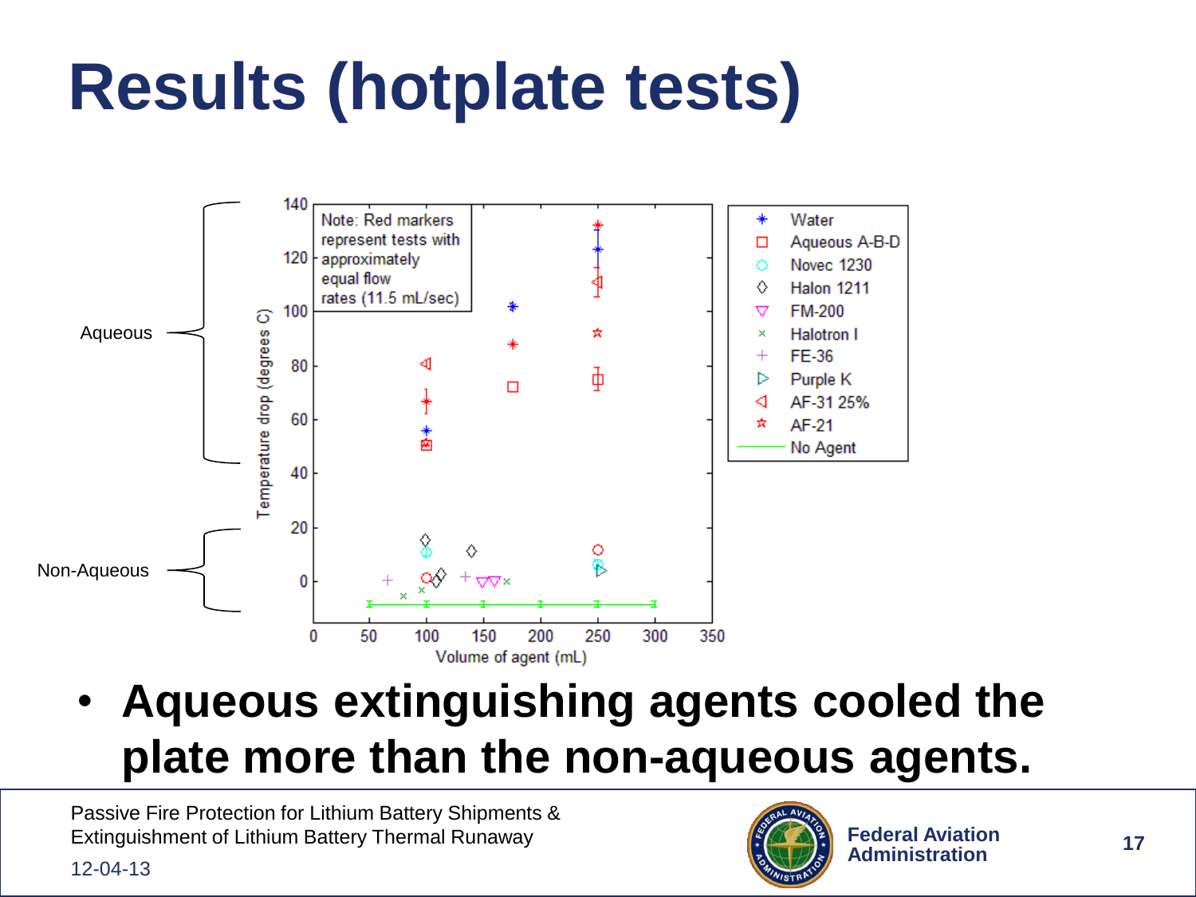# Results (hotplate tests)

Aqueous

Non-Aqueous

Note: Red markers represent tests with approximately equal flow rates (11.5 mL/sec)

Temperature drop (degrees C)

Volume of agent (mL)

Water
Aqueous A-B-D
Novec 1230
Halon 1211
FM-200
Halotron I
FE-36
Purple K
AF-31 25%
AF-21
No Agent

- **Aqueous extinguishing agents cooled the plate more than the non-aqueous agents.**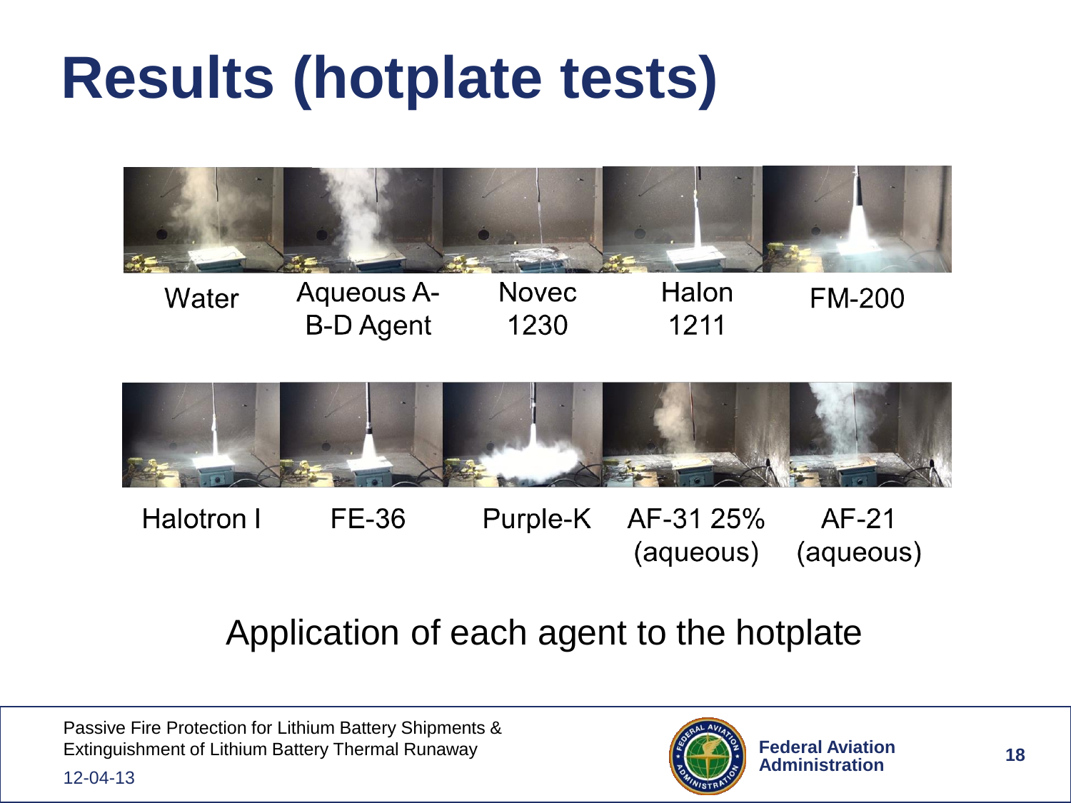# Results (hotplate tests)

Water | Aqueous A-B-D Agent | Novec 1230 | Halon 1211 | FM-200

Halotron I | FE-36 | Purple-K | AF-31 25% (aqueous) | AF-21 (aqueous)

Application of each agent to the hotplate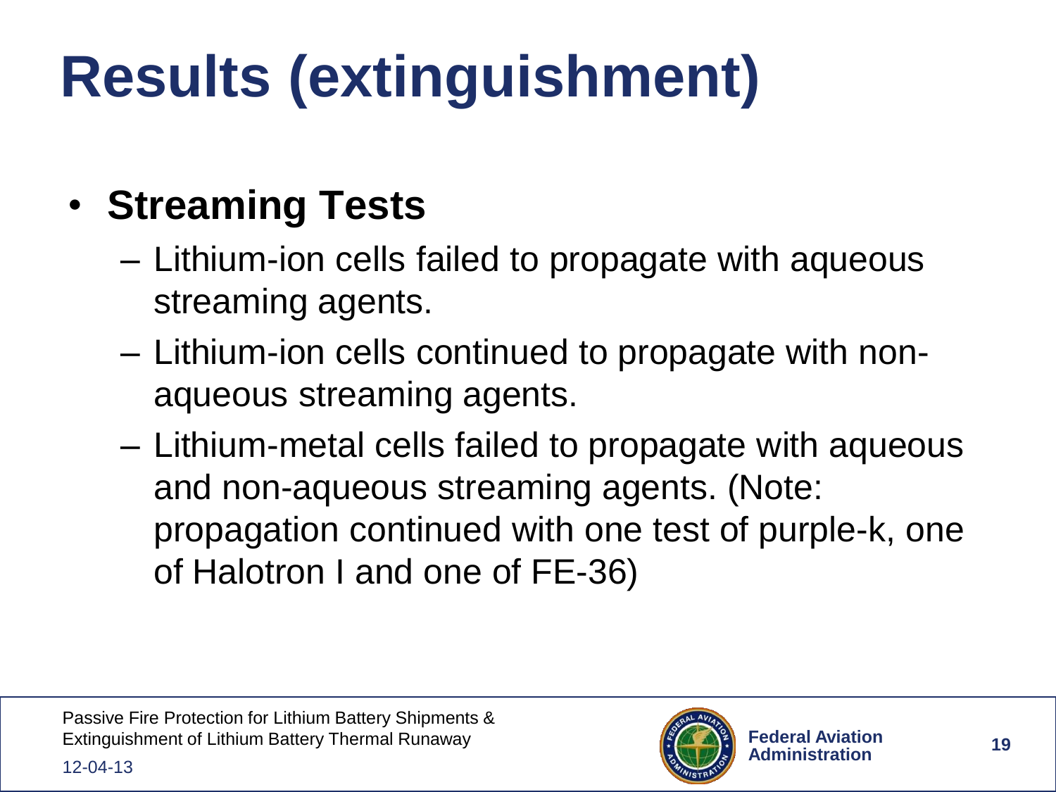# Results (extinguishment)

- **Streaming Tests**
  - Lithium-ion cells failed to propagate with aqueous streaming agents.
  - Lithium-ion cells continued to propagate with non-aqueous streaming agents.
  - Lithium-metal cells failed to propagate with aqueous and non-aqueous streaming agents. (Note: propagation continued with one test of purple-k, one of Halotron I and one of FE-36)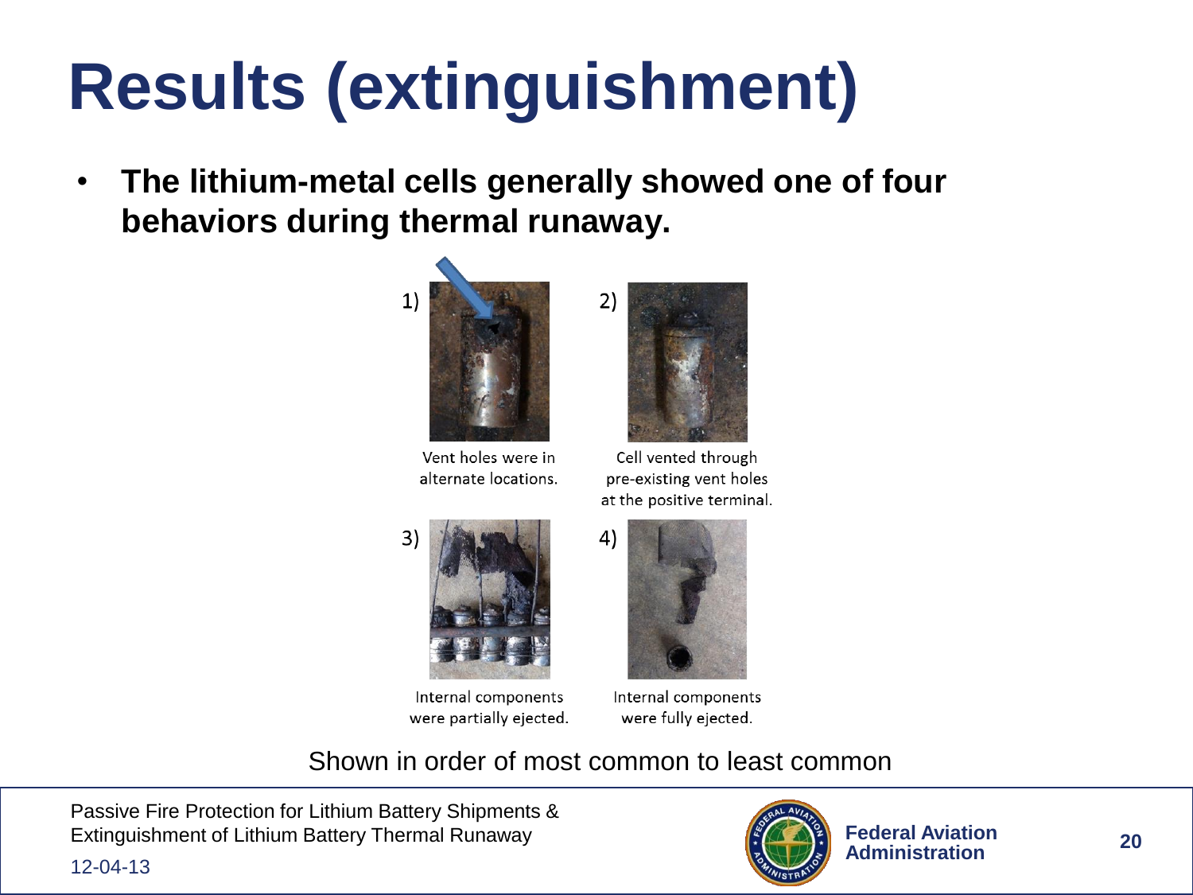# Results (extinguishment)

- **The lithium-metal cells generally showed one of four behaviors during thermal runaway.**

1) Vent holes were in alternate locations.

2) Cell vented through pre-existing vent holes at the positive terminal.

3) Internal components were partially ejected.

4) Internal components were fully ejected.

Shown in order of most common to least common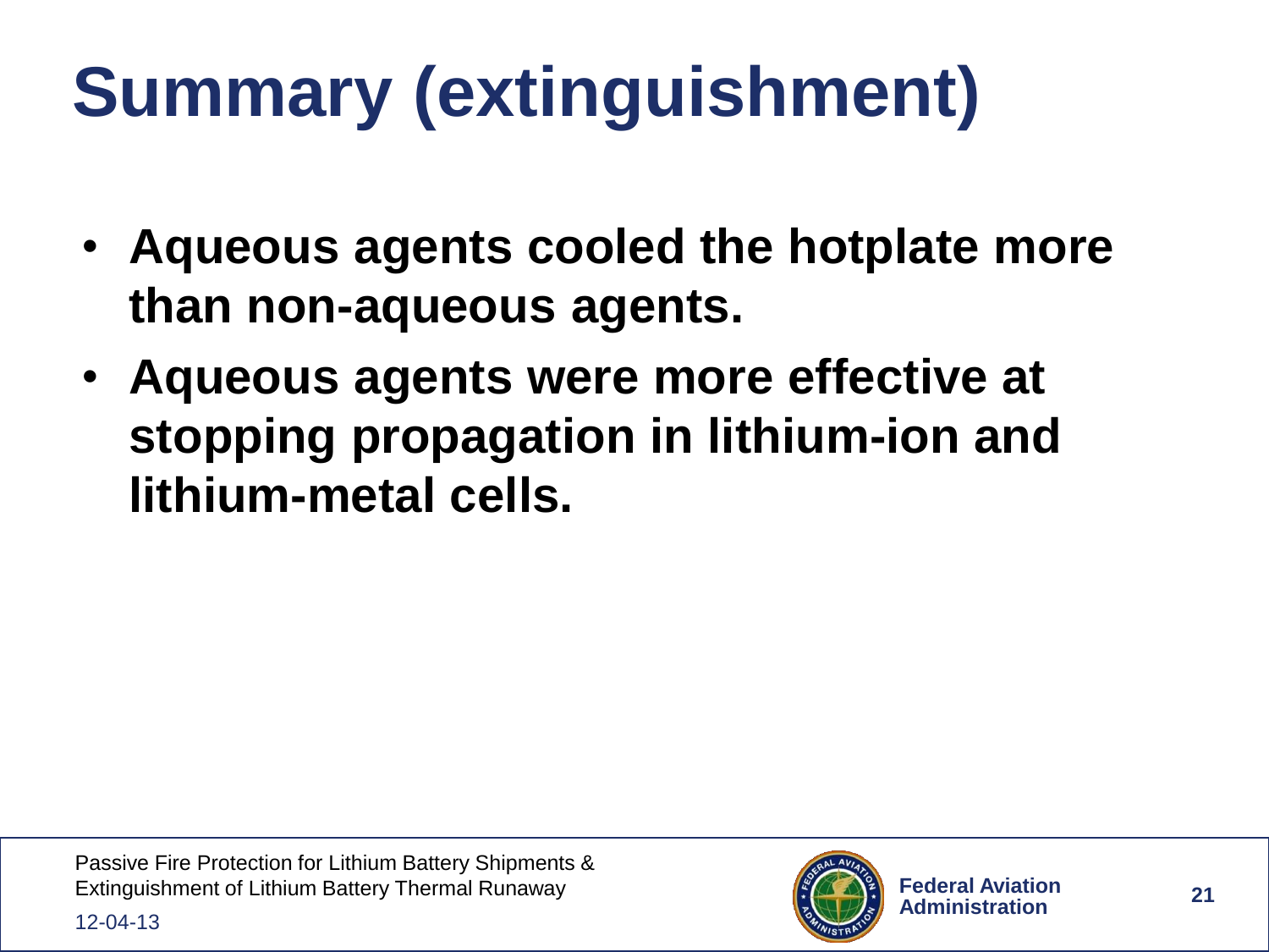# Summary (extinguishment)

- **Aqueous agents cooled the hotplate more than non-aqueous agents.**
- **Aqueous agents were more effective at stopping propagation in lithium-ion and lithium-metal cells.**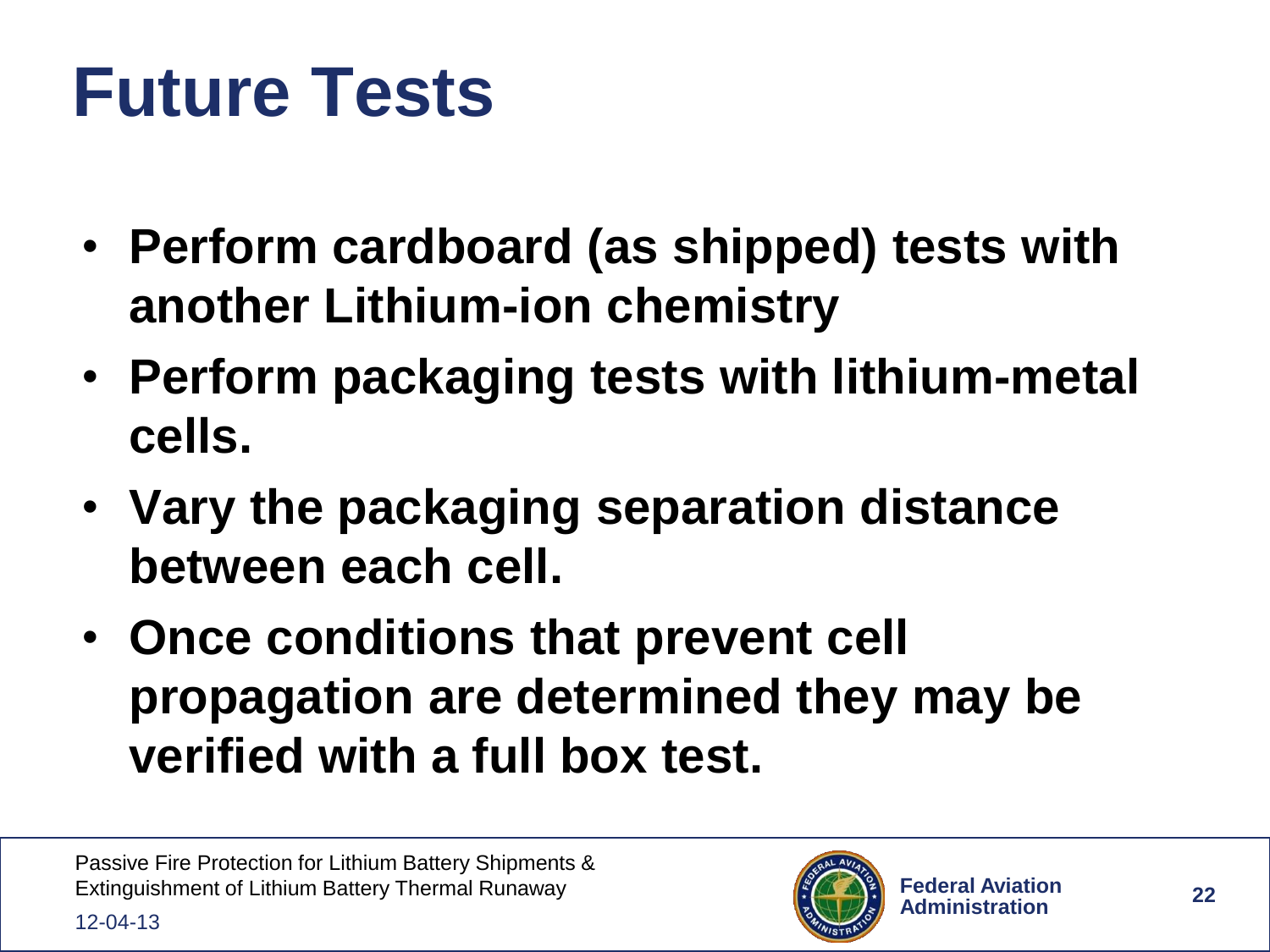# Future Tests

- **Perform cardboard (as shipped) tests with another Lithium-ion chemistry**
- **Perform packaging tests with lithium-metal cells.**
- **Vary the packaging separation distance between each cell.**
- **Once conditions that prevent cell propagation are determined they may be verified with a full box test.**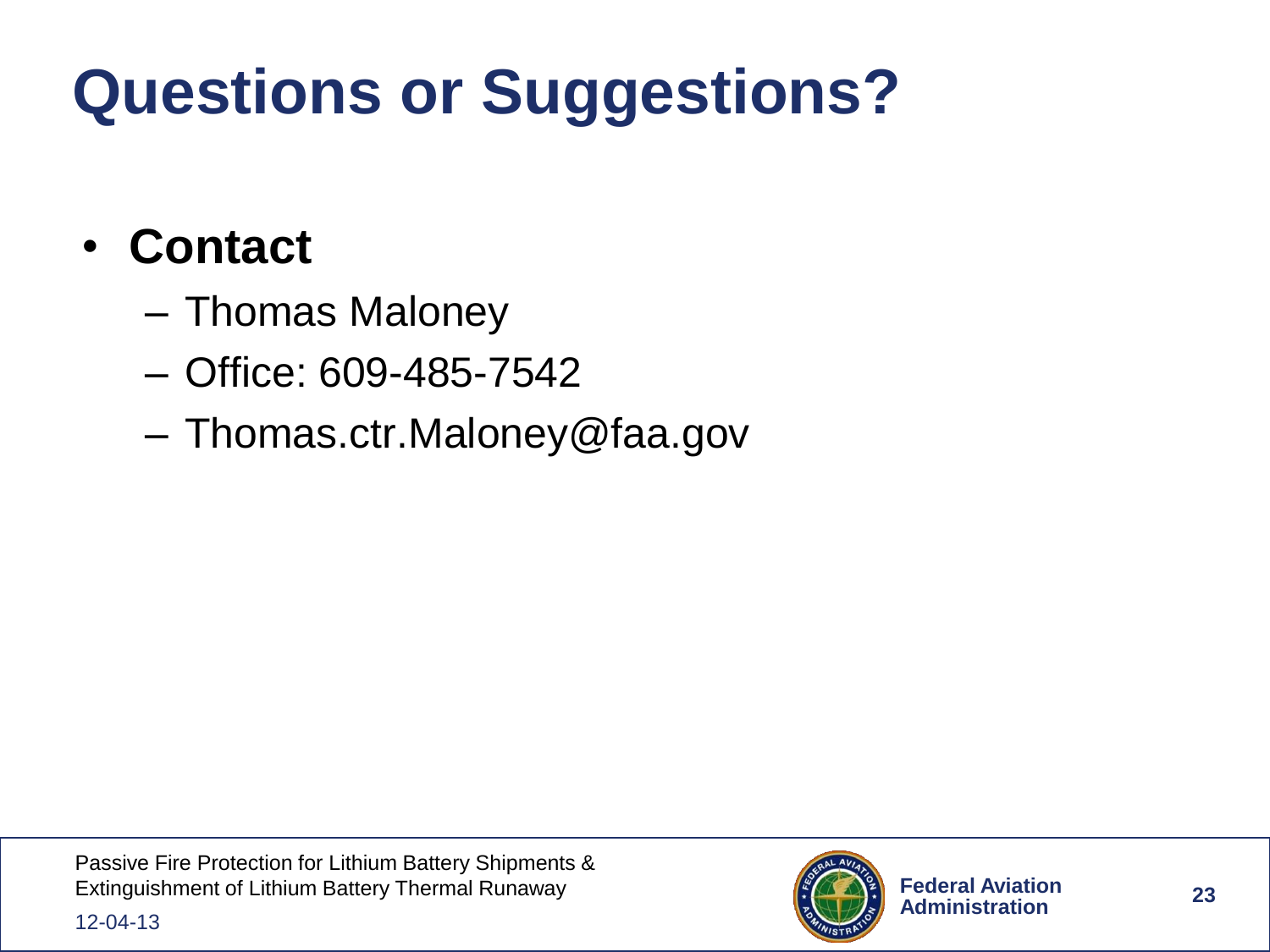# Questions or Suggestions?

- **Contact**
  - Thomas Maloney
  - Office: 609-485-7542
  - Thomas.ctr.Maloney@faa.gov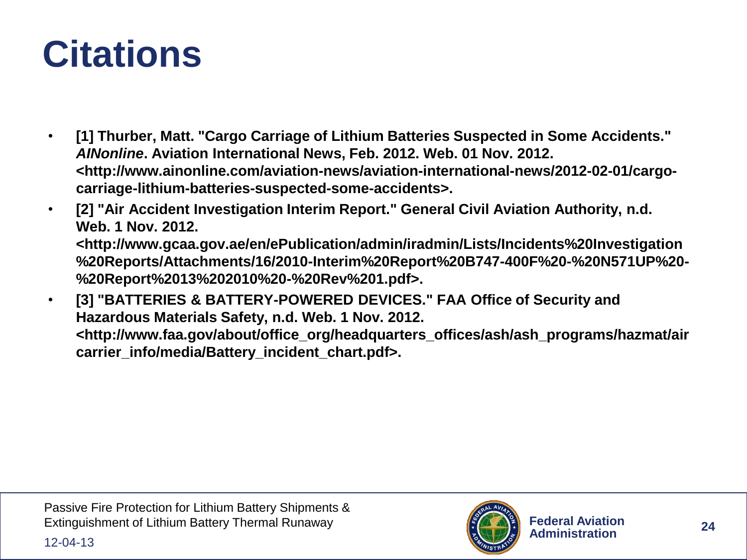# Citations

- [1] Thurber, Matt. "Cargo Carriage of Lithium Batteries Suspected in Some Accidents." *AINonline*. Aviation International News, Feb. 2012. Web. 01 Nov. 2012. <http://www.ainonline.com/aviation-news/aviation-international-news/2012-02-01/cargo-carriage-lithium-batteries-suspected-some-accidents>.
- [2] "Air Accident Investigation Interim Report." General Civil Aviation Authority, n.d. Web. 1 Nov. 2012. <http://www.gcaa.gov.ae/en/ePublication/admin/iradmin/Lists/Incidents%20Investigation%20Reports/Attachments/16/2010-Interim%20Report%20B747-400F%20-%20N571UP%20-%20Report%2013%202010%20-%20Rev%201.pdf>.
- [3] "BATTERIES & BATTERY-POWERED DEVICES." FAA Office of Security and Hazardous Materials Safety, n.d. Web. 1 Nov. 2012. <http://www.faa.gov/about/office_org/headquarters_offices/ash/ash_programs/hazmat/aircarrier_info/media/Battery_incident_chart.pdf>.